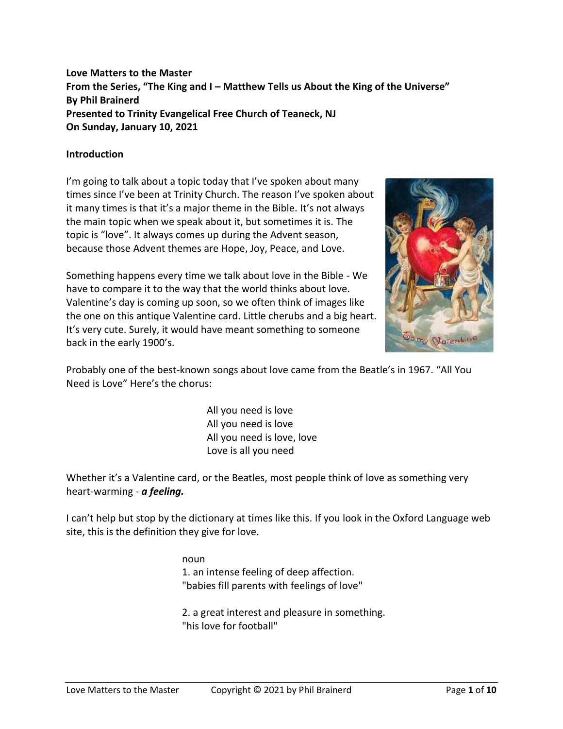**Love Matters to the Master**
**From the Series, "The King and I – Matthew Tells us About the King of the Universe"**
**By Phil Brainerd**
**Presented to Trinity Evangelical Free Church of Teaneck, NJ**
**On Sunday, January 10, 2021**

## Introduction

I'm going to talk about a topic today that I've spoken about many times since I've been at Trinity Church. The reason I've spoken about it many times is that it's a major theme in the Bible. It's not always the main topic when we speak about it, but sometimes it is. The topic is "love". It always comes up during the Advent season, because those Advent themes are Hope, Joy, Peace, and Love.

Something happens every time we talk about love in the Bible - We have to compare it to the way that the world thinks about love. Valentine's day is coming up soon, so we often think of images like the one on this antique Valentine card. Little cherubs and a big heart. It's very cute. Surely, it would have meant something to someone back in the early 1900's.

Probably one of the best-known songs about love came from the Beatle's in 1967. "All You Need is Love" Here's the chorus:

> All you need is love
> All you need is love
> All you need is love, love
> Love is all you need

Whether it's a Valentine card, or the Beatles, most people think of love as something very heart-warming - ***a feeling.***

I can't help but stop by the dictionary at times like this. If you look in the Oxford Language web site, this is the definition they give for love.

> noun
> 1. an intense feeling of deep affection.
> "babies fill parents with feelings of love"
>
> 2. a great interest and pleasure in something.
> "his love for football"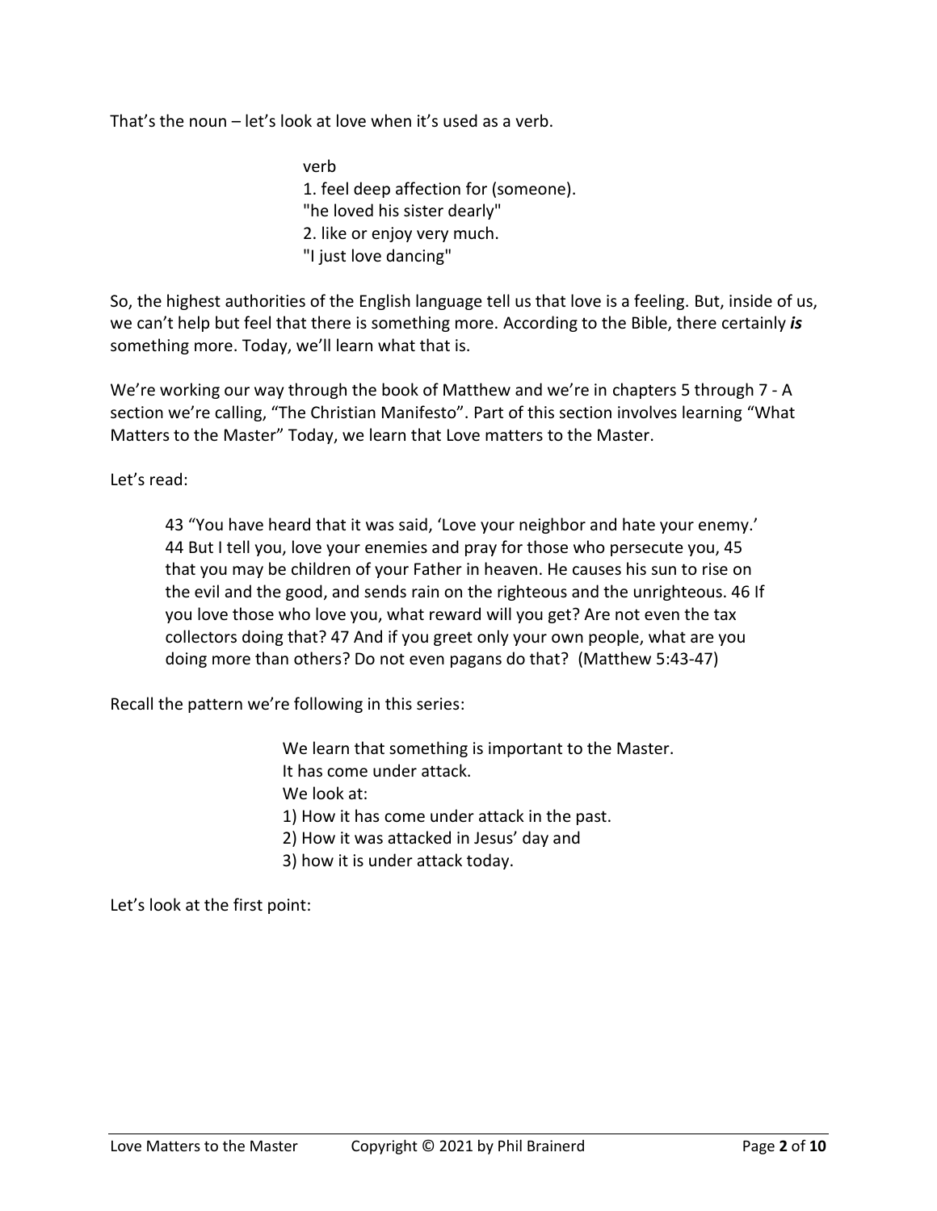That's the noun – let's look at love when it's used as a verb.

> verb
> 1. feel deep affection for (someone).
> "he loved his sister dearly"
> 2. like or enjoy very much.
> "I just love dancing"

So, the highest authorities of the English language tell us that love is a feeling. But, inside of us, we can't help but feel that there is something more. According to the Bible, there certainly ***is*** something more. Today, we'll learn what that is.

We're working our way through the book of Matthew and we're in chapters 5 through 7 - A section we're calling, "The Christian Manifesto". Part of this section involves learning "What Matters to the Master" Today, we learn that Love matters to the Master.

Let's read:

> 43 "You have heard that it was said, 'Love your neighbor and hate your enemy.' 44 But I tell you, love your enemies and pray for those who persecute you, 45 that you may be children of your Father in heaven. He causes his sun to rise on the evil and the good, and sends rain on the righteous and the unrighteous. 46 If you love those who love you, what reward will you get? Are not even the tax collectors doing that? 47 And if you greet only your own people, what are you doing more than others? Do not even pagans do that? (Matthew 5:43-47)

Recall the pattern we're following in this series:

> We learn that something is important to the Master.
> It has come under attack.
> We look at:
> 1) How it has come under attack in the past.
> 2) How it was attacked in Jesus' day and
> 3) how it is under attack today.

Let's look at the first point: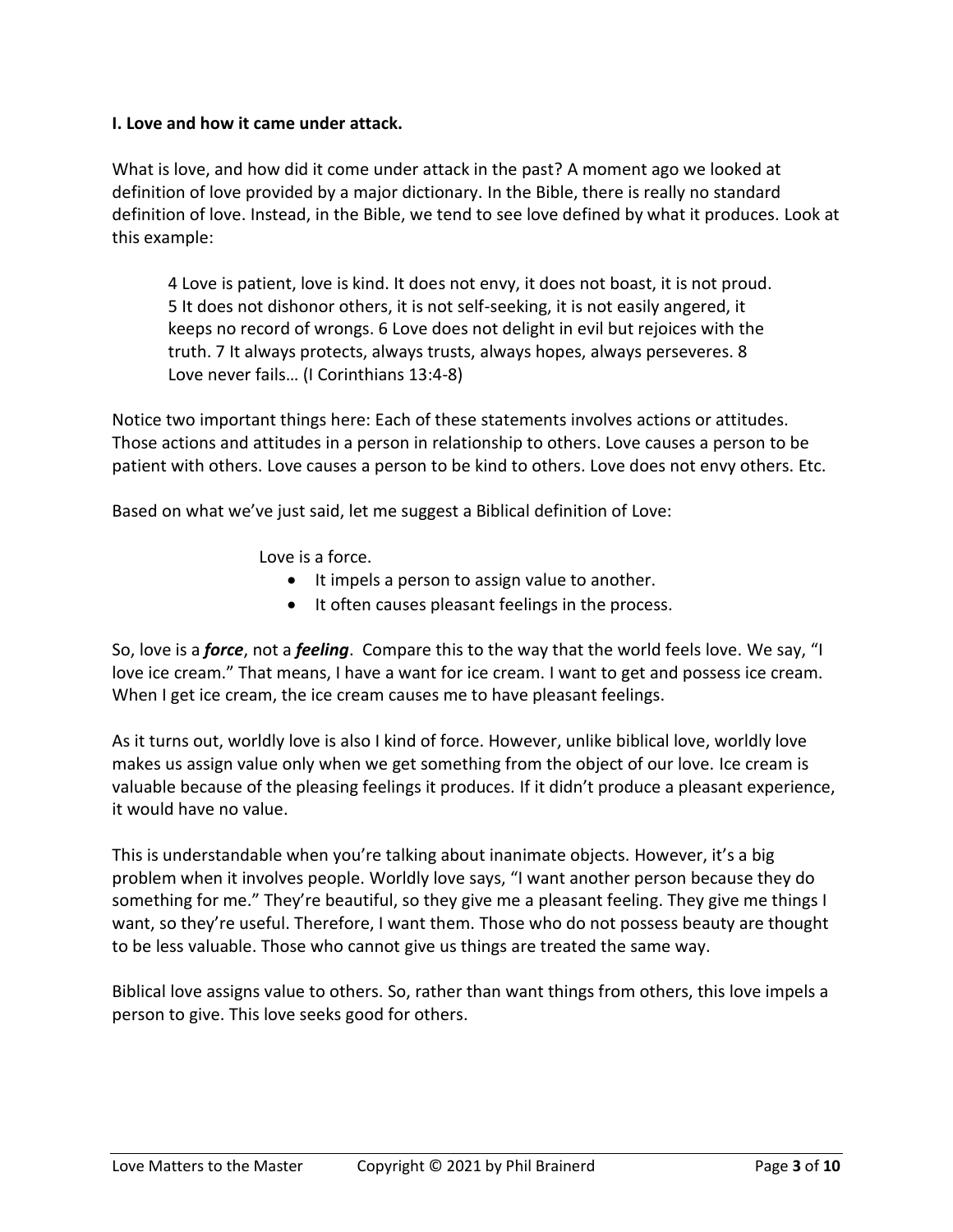**I. Love and how it came under attack.**

What is love, and how did it come under attack in the past? A moment ago we looked at definition of love provided by a major dictionary. In the Bible, there is really no standard definition of love. Instead, in the Bible, we tend to see love defined by what it produces. Look at this example:

> 4 Love is patient, love is kind. It does not envy, it does not boast, it is not proud. 5 It does not dishonor others, it is not self-seeking, it is not easily angered, it keeps no record of wrongs. 6 Love does not delight in evil but rejoices with the truth. 7 It always protects, always trusts, always hopes, always perseveres. 8 Love never fails… (I Corinthians 13:4-8)

Notice two important things here: Each of these statements involves actions or attitudes. Those actions and attitudes in a person in relationship to others. Love causes a person to be patient with others. Love causes a person to be kind to others. Love does not envy others. Etc.

Based on what we've just said, let me suggest a Biblical definition of Love:

Love is a force.

- It impels a person to assign value to another.
- It often causes pleasant feelings in the process.

So, love is a ***force***, not a ***feeling***. Compare this to the way that the world feels love. We say, "I love ice cream." That means, I have a want for ice cream. I want to get and possess ice cream. When I get ice cream, the ice cream causes me to have pleasant feelings.

As it turns out, worldly love is also I kind of force. However, unlike biblical love, worldly love makes us assign value only when we get something from the object of our love. Ice cream is valuable because of the pleasing feelings it produces. If it didn't produce a pleasant experience, it would have no value.

This is understandable when you're talking about inanimate objects. However, it's a big problem when it involves people. Worldly love says, "I want another person because they do something for me." They're beautiful, so they give me a pleasant feeling. They give me things I want, so they're useful. Therefore, I want them. Those who do not possess beauty are thought to be less valuable. Those who cannot give us things are treated the same way.

Biblical love assigns value to others. So, rather than want things from others, this love impels a person to give. This love seeks good for others.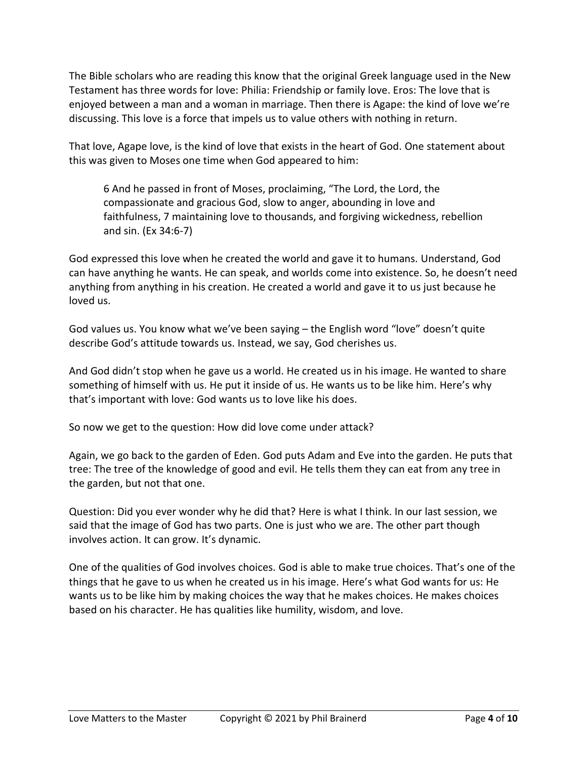The Bible scholars who are reading this know that the original Greek language used in the New Testament has three words for love: Philia: Friendship or family love. Eros: The love that is enjoyed between a man and a woman in marriage. Then there is Agape: the kind of love we're discussing. This love is a force that impels us to value others with nothing in return.

That love, Agape love, is the kind of love that exists in the heart of God. One statement about this was given to Moses one time when God appeared to him:

> 6 And he passed in front of Moses, proclaiming, "The Lord, the Lord, the compassionate and gracious God, slow to anger, abounding in love and faithfulness, 7 maintaining love to thousands, and forgiving wickedness, rebellion and sin. (Ex 34:6-7)

God expressed this love when he created the world and gave it to humans. Understand, God can have anything he wants. He can speak, and worlds come into existence. So, he doesn't need anything from anything in his creation. He created a world and gave it to us just because he loved us.

God values us. You know what we've been saying – the English word "love" doesn't quite describe God's attitude towards us. Instead, we say, God cherishes us.

And God didn't stop when he gave us a world. He created us in his image. He wanted to share something of himself with us. He put it inside of us. He wants us to be like him. Here's why that's important with love: God wants us to love like his does.

So now we get to the question: How did love come under attack?

Again, we go back to the garden of Eden. God puts Adam and Eve into the garden. He puts that tree: The tree of the knowledge of good and evil. He tells them they can eat from any tree in the garden, but not that one.

Question: Did you ever wonder why he did that? Here is what I think. In our last session, we said that the image of God has two parts. One is just who we are. The other part though involves action. It can grow. It's dynamic.

One of the qualities of God involves choices. God is able to make true choices. That's one of the things that he gave to us when he created us in his image. Here's what God wants for us: He wants us to be like him by making choices the way that he makes choices. He makes choices based on his character. He has qualities like humility, wisdom, and love.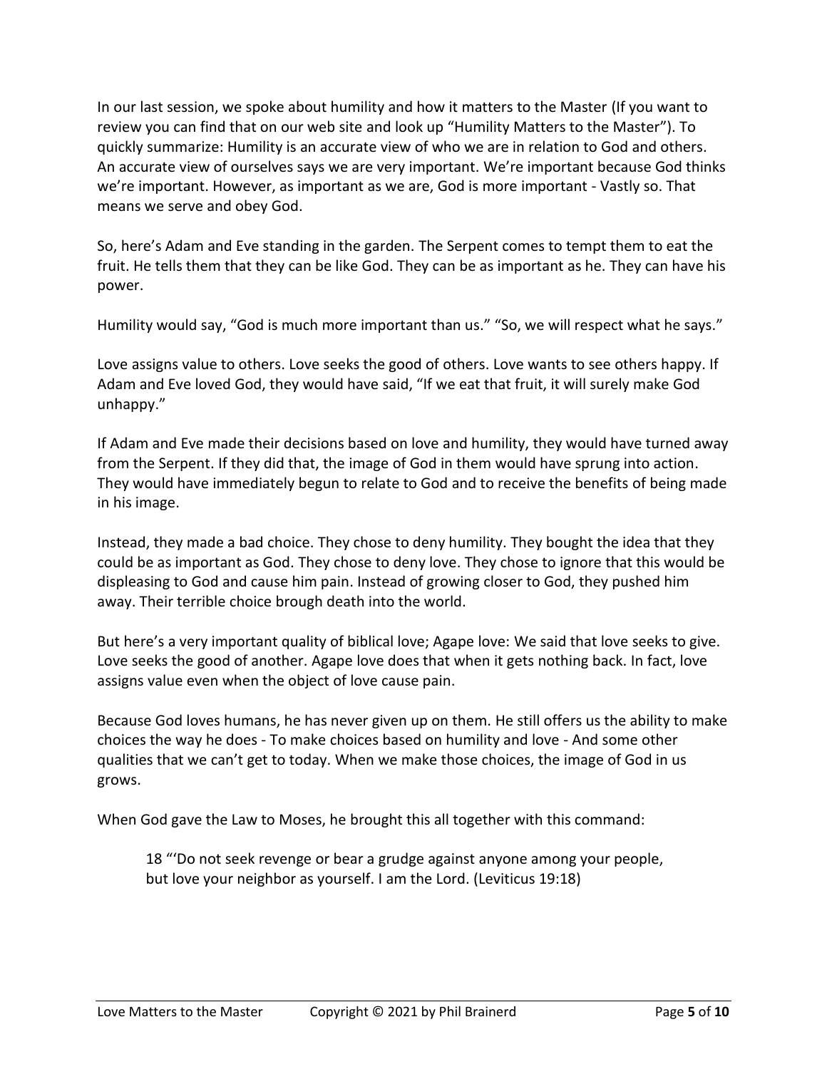In our last session, we spoke about humility and how it matters to the Master (If you want to review you can find that on our web site and look up "Humility Matters to the Master"). To quickly summarize: Humility is an accurate view of who we are in relation to God and others. An accurate view of ourselves says we are very important. We're important because God thinks we're important. However, as important as we are, God is more important - Vastly so. That means we serve and obey God.

So, here's Adam and Eve standing in the garden. The Serpent comes to tempt them to eat the fruit. He tells them that they can be like God. They can be as important as he. They can have his power.

Humility would say, "God is much more important than us." "So, we will respect what he says."

Love assigns value to others. Love seeks the good of others. Love wants to see others happy. If Adam and Eve loved God, they would have said, "If we eat that fruit, it will surely make God unhappy."

If Adam and Eve made their decisions based on love and humility, they would have turned away from the Serpent. If they did that, the image of God in them would have sprung into action. They would have immediately begun to relate to God and to receive the benefits of being made in his image.

Instead, they made a bad choice. They chose to deny humility. They bought the idea that they could be as important as God. They chose to deny love. They chose to ignore that this would be displeasing to God and cause him pain. Instead of growing closer to God, they pushed him away. Their terrible choice brough death into the world.

But here's a very important quality of biblical love; Agape love: We said that love seeks to give. Love seeks the good of another. Agape love does that when it gets nothing back. In fact, love assigns value even when the object of love cause pain.

Because God loves humans, he has never given up on them. He still offers us the ability to make choices the way he does - To make choices based on humility and love - And some other qualities that we can't get to today. When we make those choices, the image of God in us grows.

When God gave the Law to Moses, he brought this all together with this command:

> 18 "'Do not seek revenge or bear a grudge against anyone among your people, but love your neighbor as yourself. I am the Lord. (Leviticus 19:18)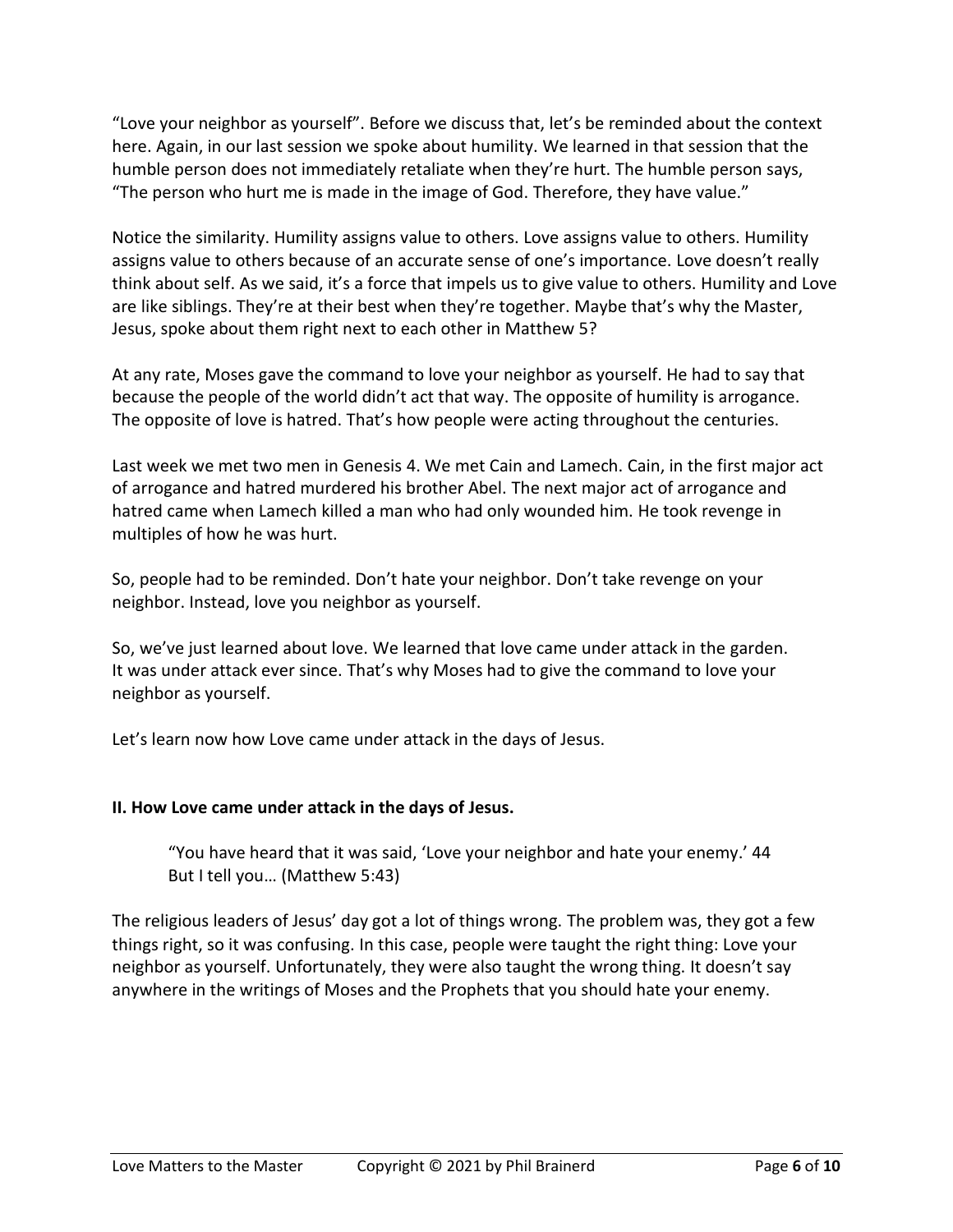"Love your neighbor as yourself". Before we discuss that, let's be reminded about the context here. Again, in our last session we spoke about humility. We learned in that session that the humble person does not immediately retaliate when they're hurt. The humble person says, "The person who hurt me is made in the image of God. Therefore, they have value."

Notice the similarity. Humility assigns value to others. Love assigns value to others. Humility assigns value to others because of an accurate sense of one's importance. Love doesn't really think about self. As we said, it's a force that impels us to give value to others. Humility and Love are like siblings. They're at their best when they're together. Maybe that's why the Master, Jesus, spoke about them right next to each other in Matthew 5?

At any rate, Moses gave the command to love your neighbor as yourself. He had to say that because the people of the world didn't act that way. The opposite of humility is arrogance. The opposite of love is hatred. That's how people were acting throughout the centuries.

Last week we met two men in Genesis 4. We met Cain and Lamech. Cain, in the first major act of arrogance and hatred murdered his brother Abel. The next major act of arrogance and hatred came when Lamech killed a man who had only wounded him. He took revenge in multiples of how he was hurt.

So, people had to be reminded. Don't hate your neighbor. Don't take revenge on your neighbor. Instead, love you neighbor as yourself.

So, we've just learned about love. We learned that love came under attack in the garden. It was under attack ever since. That's why Moses had to give the command to love your neighbor as yourself.

Let's learn now how Love came under attack in the days of Jesus.

**II. How Love came under attack in the days of Jesus.**

> "You have heard that it was said, 'Love your neighbor and hate your enemy.' 44 But I tell you… (Matthew 5:43)

The religious leaders of Jesus' day got a lot of things wrong. The problem was, they got a few things right, so it was confusing. In this case, people were taught the right thing: Love your neighbor as yourself. Unfortunately, they were also taught the wrong thing. It doesn't say anywhere in the writings of Moses and the Prophets that you should hate your enemy.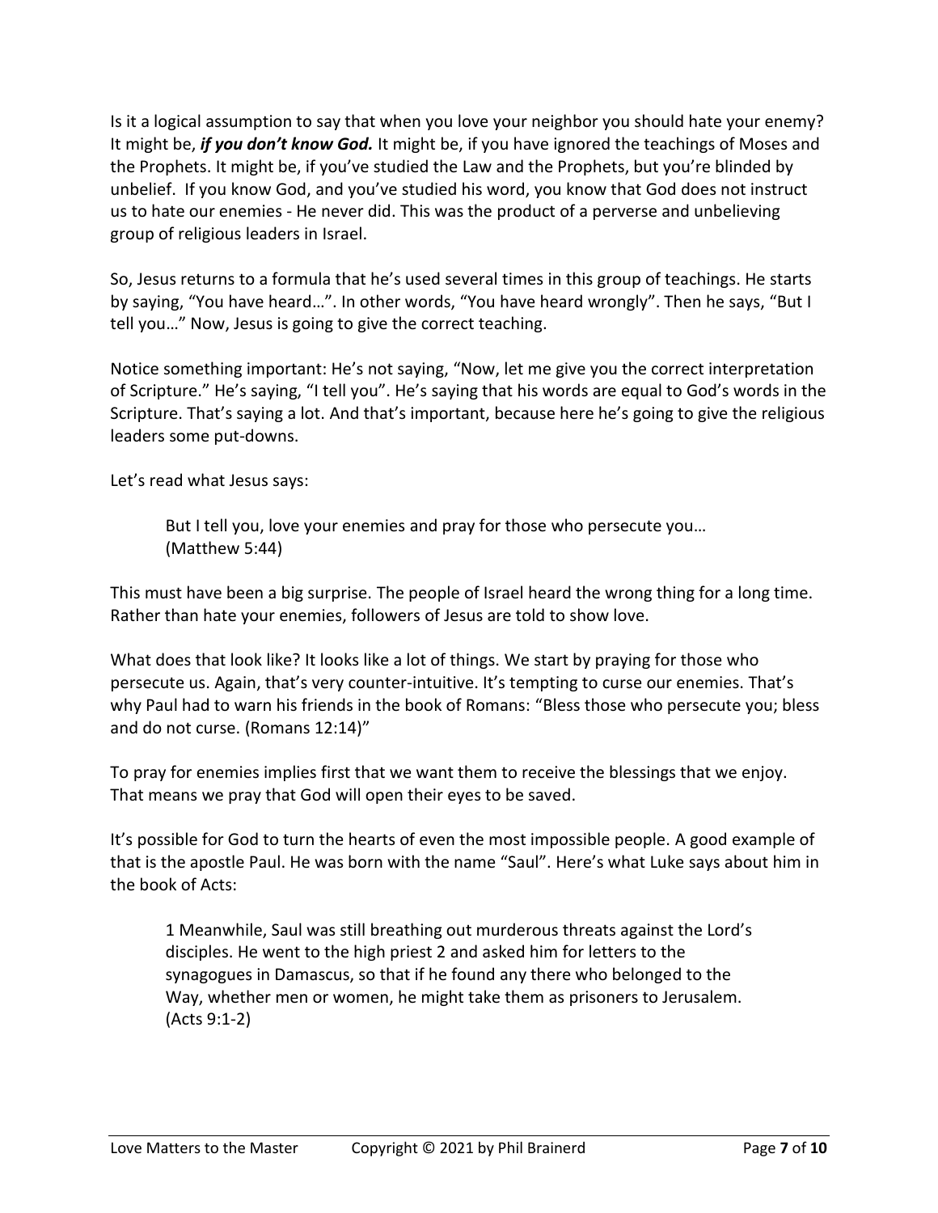Is it a logical assumption to say that when you love your neighbor you should hate your enemy? It might be, ***if you don't know God.*** It might be, if you have ignored the teachings of Moses and the Prophets. It might be, if you've studied the Law and the Prophets, but you're blinded by unbelief. If you know God, and you've studied his word, you know that God does not instruct us to hate our enemies - He never did. This was the product of a perverse and unbelieving group of religious leaders in Israel.

So, Jesus returns to a formula that he's used several times in this group of teachings. He starts by saying, "You have heard…". In other words, "You have heard wrongly". Then he says, "But I tell you…" Now, Jesus is going to give the correct teaching.

Notice something important: He's not saying, "Now, let me give you the correct interpretation of Scripture." He's saying, "I tell you". He's saying that his words are equal to God's words in the Scripture. That's saying a lot. And that's important, because here he's going to give the religious leaders some put-downs.

Let's read what Jesus says:

> But I tell you, love your enemies and pray for those who persecute you…
> (Matthew 5:44)

This must have been a big surprise. The people of Israel heard the wrong thing for a long time. Rather than hate your enemies, followers of Jesus are told to show love.

What does that look like? It looks like a lot of things. We start by praying for those who persecute us. Again, that's very counter-intuitive. It's tempting to curse our enemies. That's why Paul had to warn his friends in the book of Romans: "Bless those who persecute you; bless and do not curse. (Romans 12:14)"

To pray for enemies implies first that we want them to receive the blessings that we enjoy. That means we pray that God will open their eyes to be saved.

It's possible for God to turn the hearts of even the most impossible people. A good example of that is the apostle Paul. He was born with the name "Saul". Here's what Luke says about him in the book of Acts:

> 1 Meanwhile, Saul was still breathing out murderous threats against the Lord's disciples. He went to the high priest 2 and asked him for letters to the synagogues in Damascus, so that if he found any there who belonged to the Way, whether men or women, he might take them as prisoners to Jerusalem.
> (Acts 9:1-2)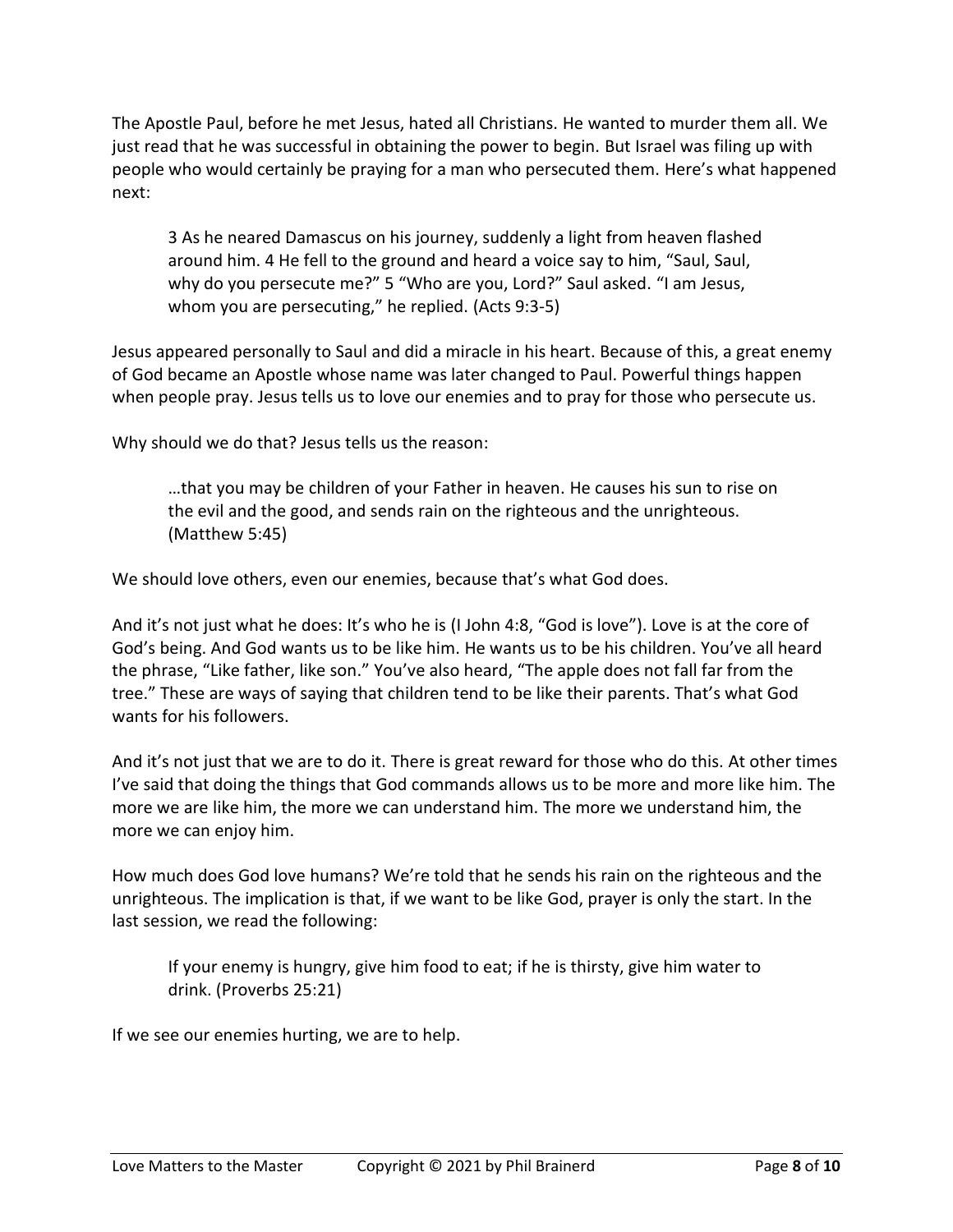The Apostle Paul, before he met Jesus, hated all Christians. He wanted to murder them all. We just read that he was successful in obtaining the power to begin. But Israel was filing up with people who would certainly be praying for a man who persecuted them. Here's what happened next:

> 3 As he neared Damascus on his journey, suddenly a light from heaven flashed around him. 4 He fell to the ground and heard a voice say to him, "Saul, Saul, why do you persecute me?" 5 "Who are you, Lord?" Saul asked. "I am Jesus, whom you are persecuting," he replied. (Acts 9:3-5)

Jesus appeared personally to Saul and did a miracle in his heart. Because of this, a great enemy of God became an Apostle whose name was later changed to Paul. Powerful things happen when people pray. Jesus tells us to love our enemies and to pray for those who persecute us.

Why should we do that? Jesus tells us the reason:

> …that you may be children of your Father in heaven. He causes his sun to rise on the evil and the good, and sends rain on the righteous and the unrighteous. (Matthew 5:45)

We should love others, even our enemies, because that's what God does.

And it's not just what he does: It's who he is (I John 4:8, "God is love"). Love is at the core of God's being. And God wants us to be like him. He wants us to be his children. You've all heard the phrase, "Like father, like son." You've also heard, "The apple does not fall far from the tree." These are ways of saying that children tend to be like their parents. That's what God wants for his followers.

And it's not just that we are to do it. There is great reward for those who do this. At other times I've said that doing the things that God commands allows us to be more and more like him. The more we are like him, the more we can understand him. The more we understand him, the more we can enjoy him.

How much does God love humans? We're told that he sends his rain on the righteous and the unrighteous. The implication is that, if we want to be like God, prayer is only the start. In the last session, we read the following:

> If your enemy is hungry, give him food to eat; if he is thirsty, give him water to drink. (Proverbs 25:21)

If we see our enemies hurting, we are to help.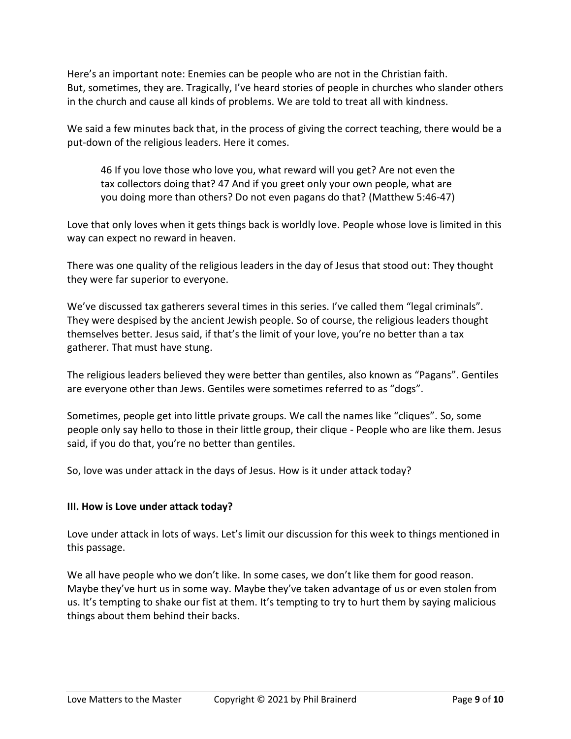Here's an important note: Enemies can be people who are not in the Christian faith. But, sometimes, they are. Tragically, I've heard stories of people in churches who slander others in the church and cause all kinds of problems. We are told to treat all with kindness.

We said a few minutes back that, in the process of giving the correct teaching, there would be a put-down of the religious leaders. Here it comes.

> 46 If you love those who love you, what reward will you get? Are not even the tax collectors doing that? 47 And if you greet only your own people, what are you doing more than others? Do not even pagans do that? (Matthew 5:46-47)

Love that only loves when it gets things back is worldly love. People whose love is limited in this way can expect no reward in heaven.

There was one quality of the religious leaders in the day of Jesus that stood out: They thought they were far superior to everyone.

We've discussed tax gatherers several times in this series. I've called them "legal criminals". They were despised by the ancient Jewish people. So of course, the religious leaders thought themselves better. Jesus said, if that's the limit of your love, you're no better than a tax gatherer. That must have stung.

The religious leaders believed they were better than gentiles, also known as "Pagans". Gentiles are everyone other than Jews. Gentiles were sometimes referred to as "dogs".

Sometimes, people get into little private groups. We call the names like "cliques". So, some people only say hello to those in their little group, their clique - People who are like them. Jesus said, if you do that, you're no better than gentiles.

So, love was under attack in the days of Jesus. How is it under attack today?

**III. How is Love under attack today?**

Love under attack in lots of ways. Let's limit our discussion for this week to things mentioned in this passage.

We all have people who we don't like. In some cases, we don't like them for good reason. Maybe they've hurt us in some way. Maybe they've taken advantage of us or even stolen from us. It's tempting to shake our fist at them. It's tempting to try to hurt them by saying malicious things about them behind their backs.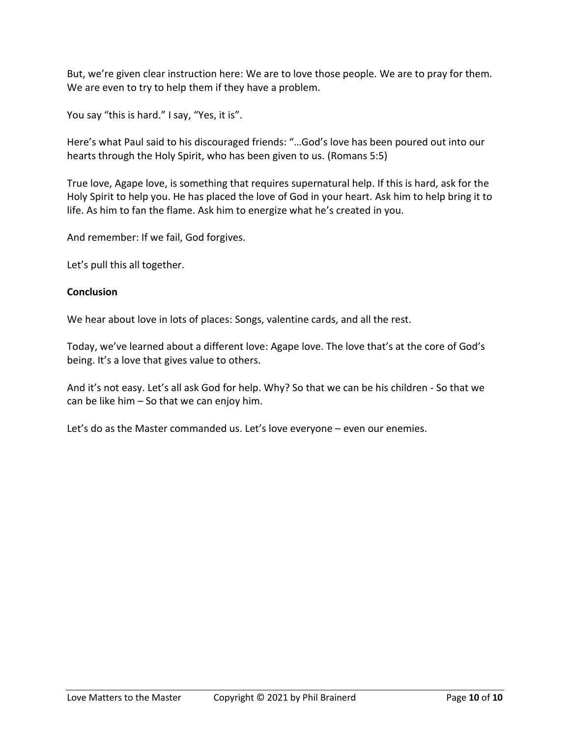But, we're given clear instruction here: We are to love those people. We are to pray for them. We are even to try to help them if they have a problem.

You say "this is hard." I say, "Yes, it is".

Here's what Paul said to his discouraged friends: "…God's love has been poured out into our hearts through the Holy Spirit, who has been given to us. (Romans 5:5)

True love, Agape love, is something that requires supernatural help. If this is hard, ask for the Holy Spirit to help you. He has placed the love of God in your heart. Ask him to help bring it to life. As him to fan the flame. Ask him to energize what he's created in you.

And remember: If we fail, God forgives.

Let's pull this all together.

**Conclusion**

We hear about love in lots of places: Songs, valentine cards, and all the rest.

Today, we've learned about a different love: Agape love. The love that's at the core of God's being. It's a love that gives value to others.

And it's not easy. Let's all ask God for help. Why? So that we can be his children - So that we can be like him – So that we can enjoy him.

Let's do as the Master commanded us. Let's love everyone – even our enemies.